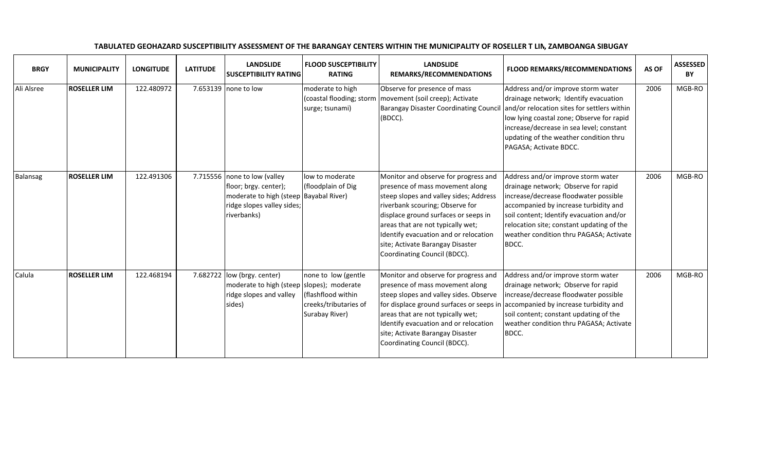**TABULATED GEOHAZARD SUSCEPTIBILITY ASSESSMENT OF THE BARANGAY CENTERS WITHIN THE MUNICIPALITY OF ROSELLER T LIN, ZAMBOANGA SIBUGAY**

| BRGY | MUNICIPALITY | LONGITUDE | LATITUDE | LANDSLIDE SUSCEPTIBILITY RATING | FLOOD SUSCEPTIBILITY RATING | LANDSLIDE REMARKS/RECOMMENDATIONS | FLOOD REMARKS/RECOMMENDATIONS | AS OF | ASSESSED BY |
|---|---|---|---|---|---|---|---|---|---|
| Ali Alsree | **ROSELLER LIM** | 122.480972 | 7.653139 | none to low | moderate to high (coastal flooding; storm surge; tsunami) | Observe for presence of mass movement (soil creep); Activate Barangay Disaster Coordinating Council (BDCC). | Address and/or improve storm water drainage network; Identify evacuation and/or relocation sites for settlers within low lying coastal zone; Observe for rapid increase/decrease in sea level; constant updating of the weather condition thru PAGASA; Activate BDCC. | 2006 | MGB-RO |
| Balansag | **ROSELLER LIM** | 122.491306 | 7.715556 | none to low (valley floor; brgy. center); moderate to high (steep ridge slopes valley sides; riverbanks) | low to moderate (floodplain of Dig Bayabal River) | Monitor and observe for progress and presence of mass movement along steep slopes and valley sides; Address riverbank scouring; Observe for displace ground surfaces or seeps in areas that are not typically wet; Identify evacuation and or relocation site; Activate Barangay Disaster Coordinating Council (BDCC). | Address and/or improve storm water drainage network; Observe for rapid increase/decrease floodwater possible accompanied by increase turbidity and soil content; Identify evacuation and/or relocation site; constant updating of the weather condition thru PAGASA; Activate BDCC. | 2006 | MGB-RO |
| Calula | **ROSELLER LIM** | 122.468194 | 7.682722 | low (brgy. center) moderate to high (steep ridge slopes and valley sides) | none to low (gentle slopes); moderate (flashflood within creeks/tributaries of Surabay River) | Monitor and observe for progress and presence of mass movement along steep slopes and valley sides. Observe for displace ground surfaces or seeps in areas that are not typically wet; Identify evacuation and or relocation site; Activate Barangay Disaster Coordinating Council (BDCC). | Address and/or improve storm water drainage network; Observe for rapid increase/decrease floodwater possible accompanied by increase turbidity and soil content; constant updating of the weather condition thru PAGASA; Activate BDCC. | 2006 | MGB-RO |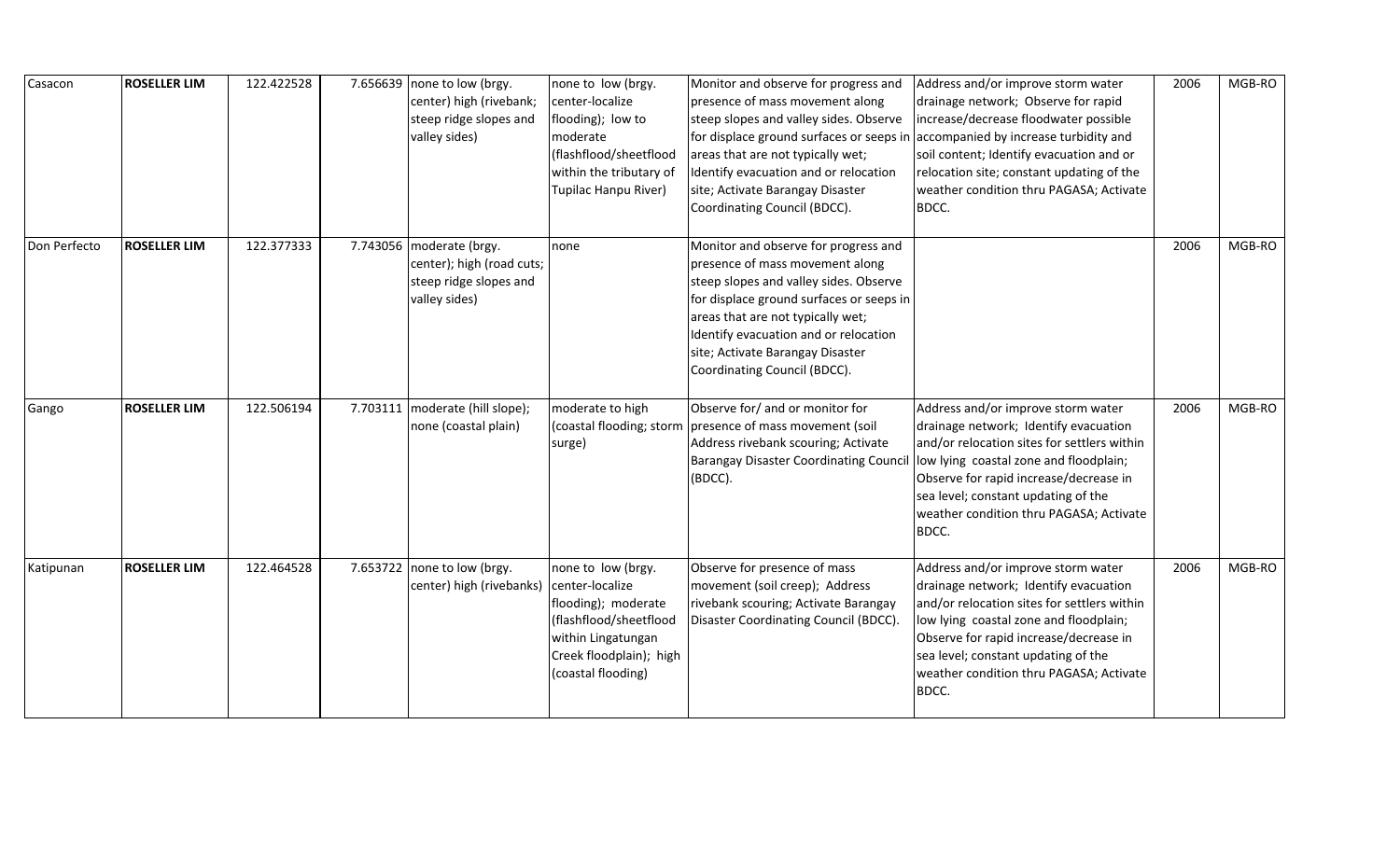| Casacon | **ROSELLER LIM** | 122.422528 | 7.656639 | none to low (brgy. center) high (rivebank; steep ridge slopes and valley sides) | none to low (brgy. center-localize flooding); low to moderate (flashflood/sheetflood within the tributary of Tupilac Hanpu River) | Monitor and observe for progress and presence of mass movement along steep slopes and valley sides. Observe for displace ground surfaces or seeps in areas that are not typically wet; Identify evacuation and or relocation site; Activate Barangay Disaster Coordinating Council (BDCC). | Address and/or improve storm water drainage network; Observe for rapid increase/decrease floodwater possible accompanied by increase turbidity and soil content; Identify evacuation and or relocation site; constant updating of the weather condition thru PAGASA; Activate BDCC. | 2006 | MGB-RO |
|---|---|---|---|---|---|---|---|---|---|
| Don Perfecto | **ROSELLER LIM** | 122.377333 | 7.743056 | moderate (brgy. center); high (road cuts; steep ridge slopes and valley sides) | none | Monitor and observe for progress and presence of mass movement along steep slopes and valley sides. Observe for displace ground surfaces or seeps in areas that are not typically wet; Identify evacuation and or relocation site; Activate Barangay Disaster Coordinating Council (BDCC). | | 2006 | MGB-RO |
| Gango | **ROSELLER LIM** | 122.506194 | 7.703111 | moderate (hill slope); none (coastal plain) | moderate to high (coastal flooding; storm surge) | Observe for/ and or monitor for presence of mass movement (soil Address rivebank scouring; Activate Barangay Disaster Coordinating Council (BDCC). | Address and/or improve storm water drainage network; Identify evacuation and/or relocation sites for settlers within low lying coastal zone and floodplain; Observe for rapid increase/decrease in sea level; constant updating of the weather condition thru PAGASA; Activate BDCC. | 2006 | MGB-RO |
| Katipunan | **ROSELLER LIM** | 122.464528 | 7.653722 | none to low (brgy. center) high (rivebanks) | none to low (brgy. center-localize flooding); moderate (flashflood/sheetflood within Lingatungan Creek floodplain); high (coastal flooding) | Observe for presence of mass movement (soil creep); Address rivebank scouring; Activate Barangay Disaster Coordinating Council (BDCC). | Address and/or improve storm water drainage network; Identify evacuation and/or relocation sites for settlers within low lying coastal zone and floodplain; Observe for rapid increase/decrease in sea level; constant updating of the weather condition thru PAGASA; Activate BDCC. | 2006 | MGB-RO |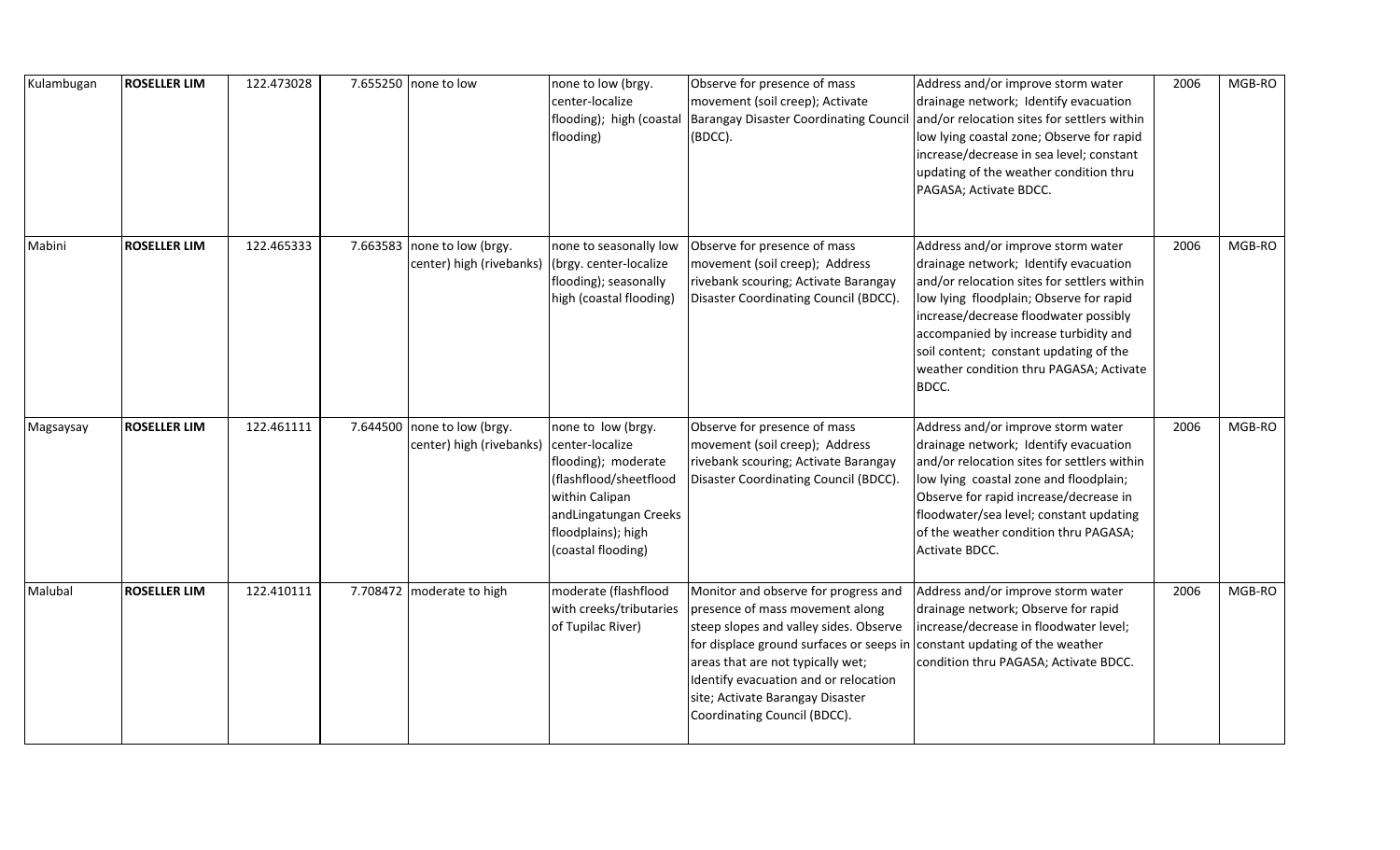| Kulambugan | **ROSELLER LIM** | 122.473028 | 7.655250 | none to low | none to low (brgy. center-localize flooding); high (coastal flooding) | Observe for presence of mass movement (soil creep); Activate Barangay Disaster Coordinating Council (BDCC). | Address and/or improve storm water drainage network; Identify evacuation and/or relocation sites for settlers within low lying coastal zone; Observe for rapid increase/decrease in sea level; constant updating of the weather condition thru PAGASA; Activate BDCC. | 2006 | MGB-RO |
|---|---|---|---|---|---|---|---|---|---|
| Mabini | **ROSELLER LIM** | 122.465333 | 7.663583 | none to low (brgy. center) high (rivebanks) | none to seasonally low (brgy. center-localize flooding); seasonally high (coastal flooding) | Observe for presence of mass movement (soil creep); Address rivebank scouring; Activate Barangay Disaster Coordinating Council (BDCC). | Address and/or improve storm water drainage network; Identify evacuation and/or relocation sites for settlers within low lying floodplain; Observe for rapid increase/decrease floodwater possibly accompanied by increase turbidity and soil content; constant updating of the weather condition thru PAGASA; Activate BDCC. | 2006 | MGB-RO |
| Magsaysay | **ROSELLER LIM** | 122.461111 | 7.644500 | none to low (brgy. center) high (rivebanks) | none to low (brgy. center-localize flooding); moderate (flashflood/sheetflood within Calipan andLingatungan Creeks floodplains); high (coastal flooding) | Observe for presence of mass movement (soil creep); Address rivebank scouring; Activate Barangay Disaster Coordinating Council (BDCC). | Address and/or improve storm water drainage network; Identify evacuation and/or relocation sites for settlers within low lying coastal zone and floodplain; Observe for rapid increase/decrease in floodwater/sea level; constant updating of the weather condition thru PAGASA; Activate BDCC. | 2006 | MGB-RO |
| Malubal | **ROSELLER LIM** | 122.410111 | 7.708472 | moderate to high | moderate (flashflood with creeks/tributaries of Tupilac River) | Monitor and observe for progress and presence of mass movement along steep slopes and valley sides. Observe for displace ground surfaces or seeps in areas that are not typically wet; Identify evacuation and or relocation site; Activate Barangay Disaster Coordinating Council (BDCC). | Address and/or improve storm water drainage network; Observe for rapid increase/decrease in floodwater level; constant updating of the weather condition thru PAGASA; Activate BDCC. | 2006 | MGB-RO |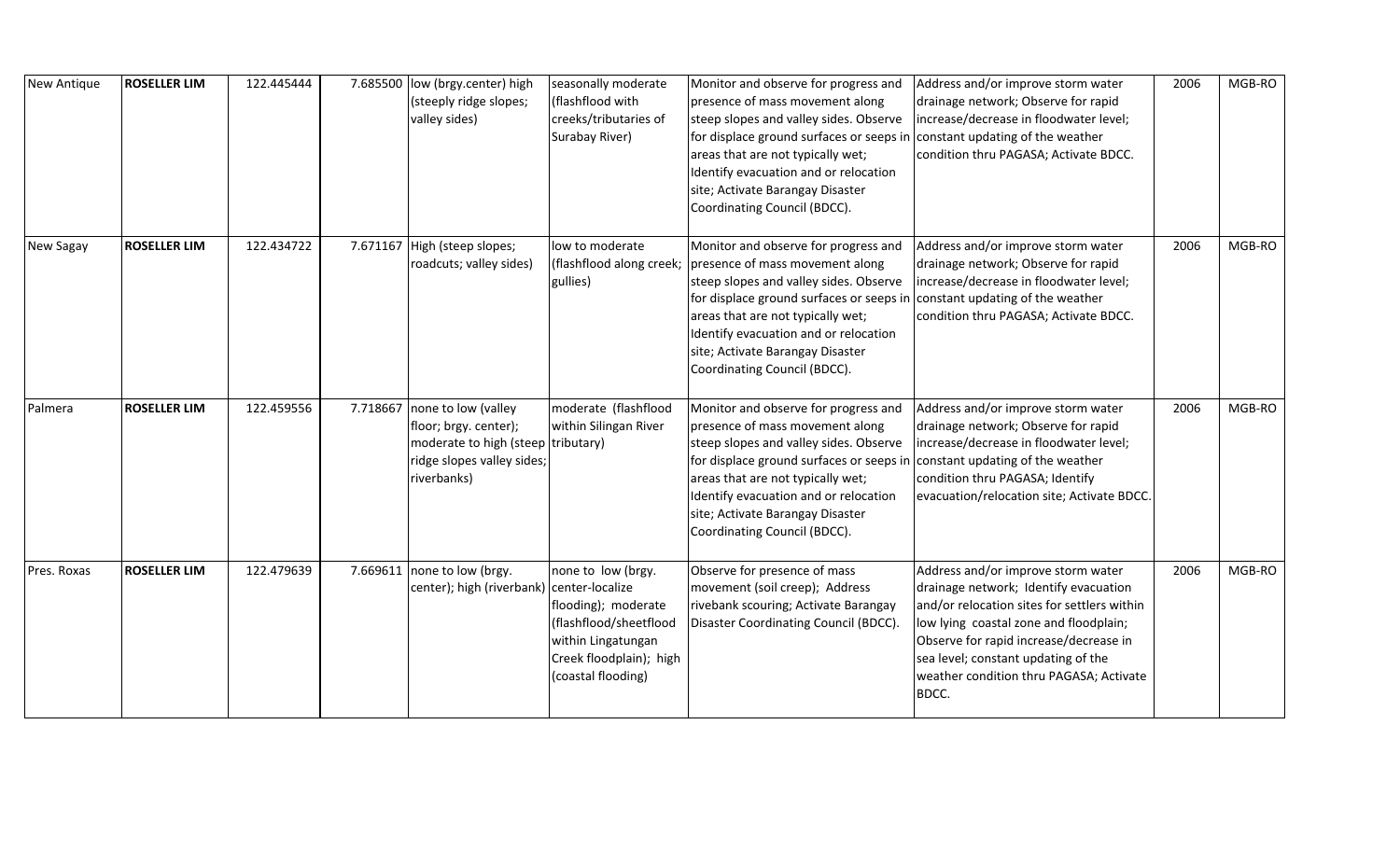| New Antique | **ROSELLER LIM** | 122.445444 | 7.685500 | low (brgy.center) high (steeply ridge slopes; valley sides) | seasonally moderate (flashflood with creeks/tributaries of Surabay River) | Monitor and observe for progress and presence of mass movement along steep slopes and valley sides. Observe for displace ground surfaces or seeps in areas that are not typically wet; Identify evacuation and or relocation site; Activate Barangay Disaster Coordinating Council (BDCC). | Address and/or improve storm water drainage network; Observe for rapid increase/decrease in floodwater level; constant updating of the weather condition thru PAGASA; Activate BDCC. | 2006 | MGB-RO |
|---|---|---|---|---|---|---|---|---|---|
| New Sagay | **ROSELLER LIM** | 122.434722 | 7.671167 | High (steep slopes; roadcuts; valley sides) | low to moderate (flashflood along creek; gullies) | Monitor and observe for progress and presence of mass movement along steep slopes and valley sides. Observe for displace ground surfaces or seeps in areas that are not typically wet; Identify evacuation and or relocation site; Activate Barangay Disaster Coordinating Council (BDCC). | Address and/or improve storm water drainage network; Observe for rapid increase/decrease in floodwater level; constant updating of the weather condition thru PAGASA; Activate BDCC. | 2006 | MGB-RO |
| Palmera | **ROSELLER LIM** | 122.459556 | 7.718667 | none to low (valley floor; brgy. center); moderate to high (steep ridge slopes valley sides; riverbanks) | moderate (flashflood within Silingan River tributary) | Monitor and observe for progress and presence of mass movement along steep slopes and valley sides. Observe for displace ground surfaces or seeps in areas that are not typically wet; Identify evacuation and or relocation site; Activate Barangay Disaster Coordinating Council (BDCC). | Address and/or improve storm water drainage network; Observe for rapid increase/decrease in floodwater level; constant updating of the weather condition thru PAGASA; Identify evacuation/relocation site; Activate BDCC. | 2006 | MGB-RO |
| Pres. Roxas | **ROSELLER LIM** | 122.479639 | 7.669611 | none to low (brgy. center); high (riverbank) | none to low (brgy. center-localize flooding); moderate (flashflood/sheetflood within Lingatungan Creek floodplain); high (coastal flooding) | Observe for presence of mass movement (soil creep); Address rivebank scouring; Activate Barangay Disaster Coordinating Council (BDCC). | Address and/or improve storm water drainage network; Identify evacuation and/or relocation sites for settlers within low lying coastal zone and floodplain; Observe for rapid increase/decrease in sea level; constant updating of the weather condition thru PAGASA; Activate BDCC. | 2006 | MGB-RO |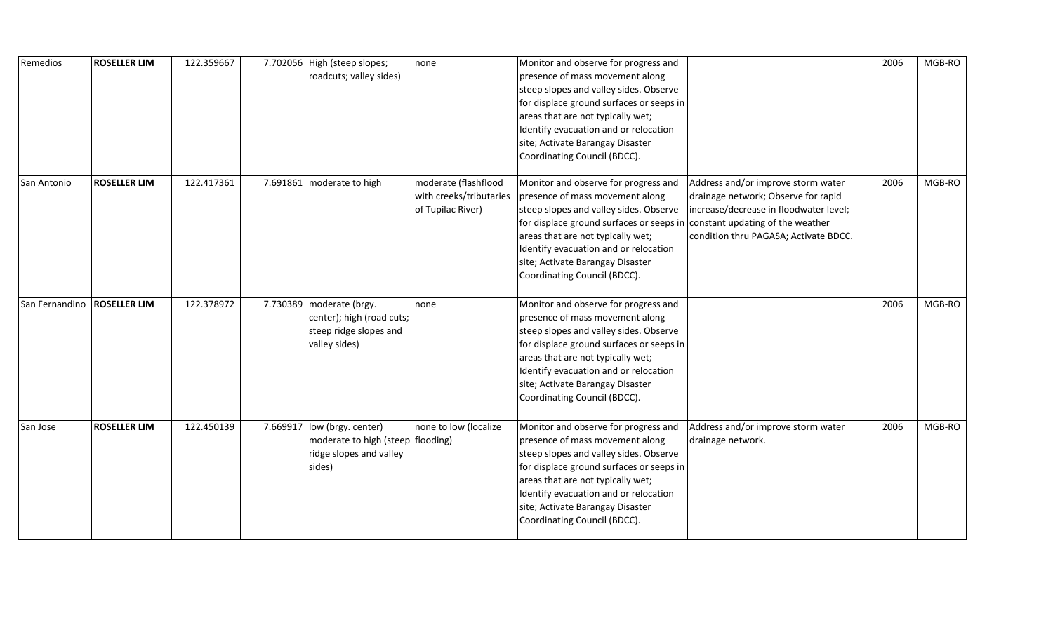| | | | | | | | | | |
|---|---|---|---|---|---|---|---|---|---|
| Remedios | **ROSELLER LIM** | 122.359667 | 7.702056 | High (steep slopes; roadcuts; valley sides) | none | Monitor and observe for progress and presence of mass movement along steep slopes and valley sides. Observe for displace ground surfaces or seeps in areas that are not typically wet; Identify evacuation and or relocation site; Activate Barangay Disaster Coordinating Council (BDCC). | | 2006 | MGB-RO |
| San Antonio | **ROSELLER LIM** | 122.417361 | 7.691861 | moderate to high | moderate (flashflood with creeks/tributaries of Tupilac River) | Monitor and observe for progress and presence of mass movement along steep slopes and valley sides. Observe for displace ground surfaces or seeps in areas that are not typically wet; Identify evacuation and or relocation site; Activate Barangay Disaster Coordinating Council (BDCC). | Address and/or improve storm water drainage network; Observe for rapid increase/decrease in floodwater level; constant updating of the weather condition thru PAGASA; Activate BDCC. | 2006 | MGB-RO |
| San Fernandino | **ROSELLER LIM** | 122.378972 | 7.730389 | moderate (brgy. center); high (road cuts; steep ridge slopes and valley sides) | none | Monitor and observe for progress and presence of mass movement along steep slopes and valley sides. Observe for displace ground surfaces or seeps in areas that are not typically wet; Identify evacuation and or relocation site; Activate Barangay Disaster Coordinating Council (BDCC). | | 2006 | MGB-RO |
| San Jose | **ROSELLER LIM** | 122.450139 | 7.669917 | low (brgy. center) moderate to high (steep ridge slopes and valley sides) | none to low (localize flooding) | Monitor and observe for progress and presence of mass movement along steep slopes and valley sides. Observe for displace ground surfaces or seeps in areas that are not typically wet; Identify evacuation and or relocation site; Activate Barangay Disaster Coordinating Council (BDCC). | Address and/or improve storm water drainage network. | 2006 | MGB-RO |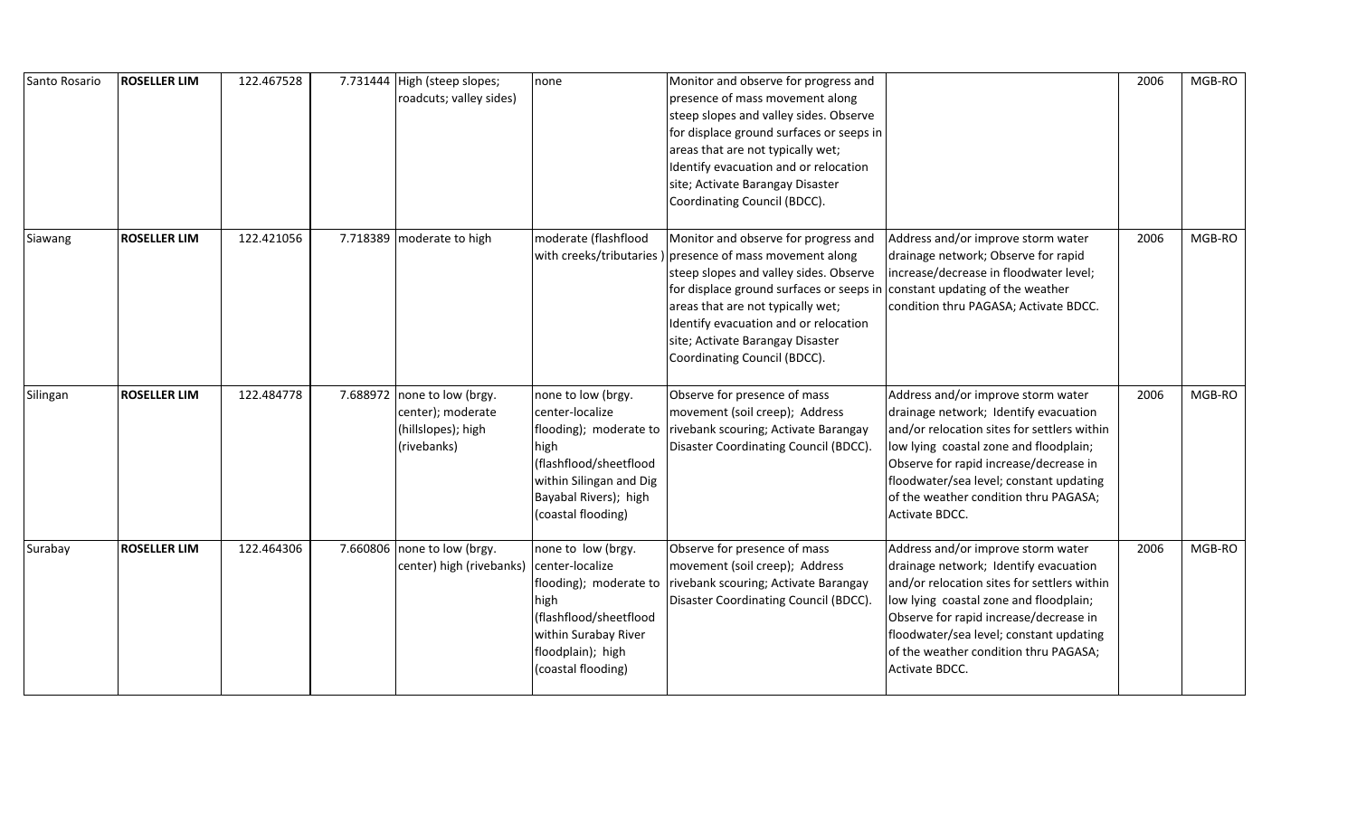| Santo Rosario | **ROSELLER LIM** | 122.467528 | 7.731444 | High (steep slopes; roadcuts; valley sides) | none | Monitor and observe for progress and presence of mass movement along steep slopes and valley sides. Observe for displace ground surfaces or seeps in areas that are not typically wet; Identify evacuation and or relocation site; Activate Barangay Disaster Coordinating Council (BDCC). | | 2006 | MGB-RO |
|---|---|---|---|---|---|---|---|---|---|
| Siawang | **ROSELLER LIM** | 122.421056 | 7.718389 | moderate to high | moderate (flashflood with creeks/tributaries ) | Monitor and observe for progress and presence of mass movement along steep slopes and valley sides. Observe for displace ground surfaces or seeps in areas that are not typically wet; Identify evacuation and or relocation site; Activate Barangay Disaster Coordinating Council (BDCC). | Address and/or improve storm water drainage network; Observe for rapid increase/decrease in floodwater level; constant updating of the weather condition thru PAGASA; Activate BDCC. | 2006 | MGB-RO |
| Silingan | **ROSELLER LIM** | 122.484778 | 7.688972 | none to low (brgy. center); moderate (hillslopes); high (rivebanks) | none to low (brgy. center-localize flooding); moderate to high (flashflood/sheetflood within Silingan and Dig Bayabal Rivers); high (coastal flooding) | Observe for presence of mass movement (soil creep); Address rivebank scouring; Activate Barangay Disaster Coordinating Council (BDCC). | Address and/or improve storm water drainage network; Identify evacuation and/or relocation sites for settlers within low lying coastal zone and floodplain; Observe for rapid increase/decrease in floodwater/sea level; constant updating of the weather condition thru PAGASA; Activate BDCC. | 2006 | MGB-RO |
| Surabay | **ROSELLER LIM** | 122.464306 | 7.660806 | none to low (brgy. center) high (rivebanks) | none to low (brgy. center-localize flooding); moderate to high (flashflood/sheetflood within Surabay River floodplain); high (coastal flooding) | Observe for presence of mass movement (soil creep); Address rivebank scouring; Activate Barangay Disaster Coordinating Council (BDCC). | Address and/or improve storm water drainage network; Identify evacuation and/or relocation sites for settlers within low lying coastal zone and floodplain; Observe for rapid increase/decrease in floodwater/sea level; constant updating of the weather condition thru PAGASA; Activate BDCC. | 2006 | MGB-RO |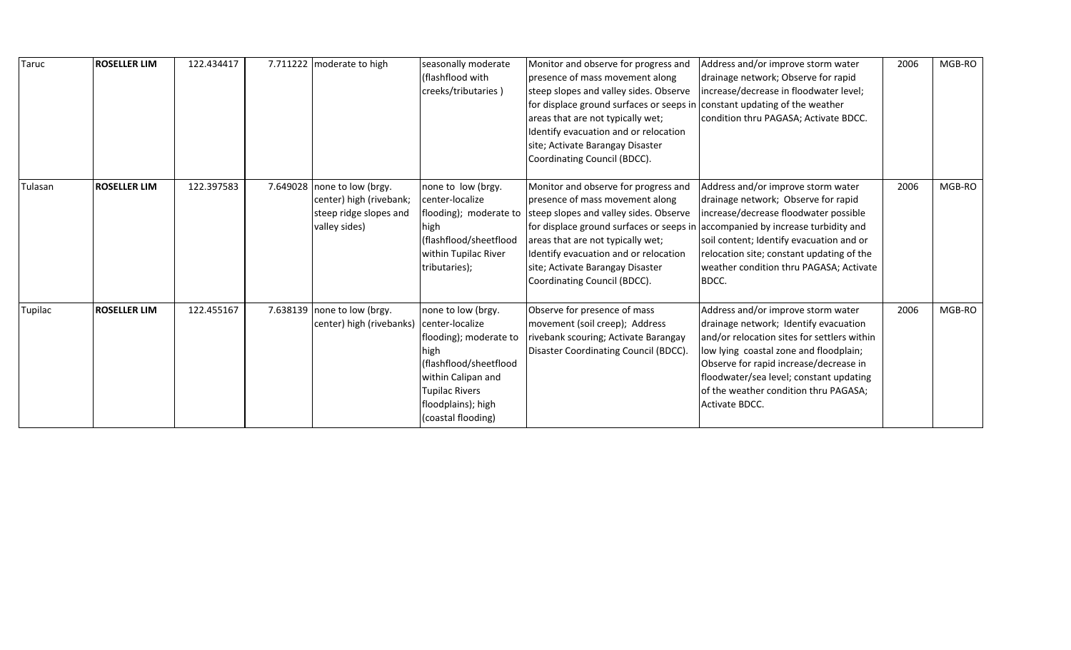| | | | | | | | | | |
|---|---|---|---|---|---|---|---|---|---|
| Taruc | **ROSELLER LIM** | 122.434417 | 7.711222 | moderate to high | seasonally moderate (flashflood with creeks/tributaries ) | Monitor and observe for progress and presence of mass movement along steep slopes and valley sides. Observe for displace ground surfaces or seeps in areas that are not typically wet; Identify evacuation and or relocation site; Activate Barangay Disaster Coordinating Council (BDCC). | Address and/or improve storm water drainage network; Observe for rapid increase/decrease in floodwater level; constant updating of the weather condition thru PAGASA; Activate BDCC. | 2006 | MGB-RO |
| Tulasan | **ROSELLER LIM** | 122.397583 | 7.649028 | none to low (brgy. center) high (rivebank; steep ridge slopes and valley sides) | none to low (brgy. center-localize flooding); moderate to high (flashflood/sheetflood within Tupilac River tributaries); | Monitor and observe for progress and presence of mass movement along steep slopes and valley sides. Observe for displace ground surfaces or seeps in areas that are not typically wet; Identify evacuation and or relocation site; Activate Barangay Disaster Coordinating Council (BDCC). | Address and/or improve storm water drainage network; Observe for rapid increase/decrease floodwater possible accompanied by increase turbidity and soil content; Identify evacuation and or relocation site; constant updating of the weather condition thru PAGASA; Activate BDCC. | 2006 | MGB-RO |
| Tupilac | **ROSELLER LIM** | 122.455167 | 7.638139 | none to low (brgy. center) high (rivebanks) | none to low (brgy. center-localize flooding); moderate to high (flashflood/sheetflood within Calipan and Tupilac Rivers floodplains); high (coastal flooding) | Observe for presence of mass movement (soil creep); Address rivebank scouring; Activate Barangay Disaster Coordinating Council (BDCC). | Address and/or improve storm water drainage network; Identify evacuation and/or relocation sites for settlers within low lying coastal zone and floodplain; Observe for rapid increase/decrease in floodwater/sea level; constant updating of the weather condition thru PAGASA; Activate BDCC. | 2006 | MGB-RO |